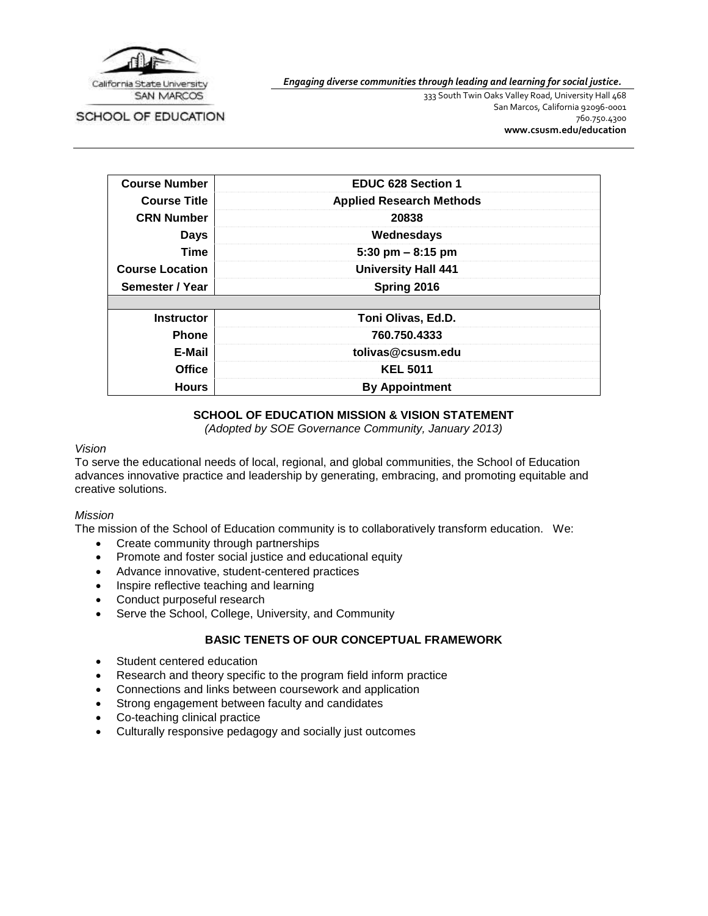California State University SAN MARCOS

SCHOOL OF EDUCATION

***Engaging diverse communities through leading and learning for social justice.***

333 South Twin Oaks Valley Road, University Hall 468
San Marcos, California 92096-0001
760.750.4300
**www.csusm.edu/education**

| | |
|---|---|
| **Course Number** | **EDUC 628 Section 1** |
| **Course Title** | **Applied Research Methods** |
| **CRN Number** | **20838** |
| **Days** | **Wednesdays** |
| **Time** | **5:30 pm – 8:15 pm** |
| **Course Location** | **University Hall 441** |
| **Semester / Year** | **Spring 2016** |
| | |
| **Instructor** | **Toni Olivas, Ed.D.** |
| **Phone** | **760.750.4333** |
| **E-Mail** | **tolivas@csusm.edu** |
| **Office** | **KEL 5011** |
| **Hours** | **By Appointment** |

## SCHOOL OF EDUCATION MISSION & VISION STATEMENT

*(Adopted by SOE Governance Community, January 2013)*

*Vision*

To serve the educational needs of local, regional, and global communities, the School of Education advances innovative practice and leadership by generating, embracing, and promoting equitable and creative solutions.

*Mission*

The mission of the School of Education community is to collaboratively transform education. We:

- Create community through partnerships
- Promote and foster social justice and educational equity
- Advance innovative, student-centered practices
- Inspire reflective teaching and learning
- Conduct purposeful research
- Serve the School, College, University, and Community

## BASIC TENETS OF OUR CONCEPTUAL FRAMEWORK

- Student centered education
- Research and theory specific to the program field inform practice
- Connections and links between coursework and application
- Strong engagement between faculty and candidates
- Co-teaching clinical practice
- Culturally responsive pedagogy and socially just outcomes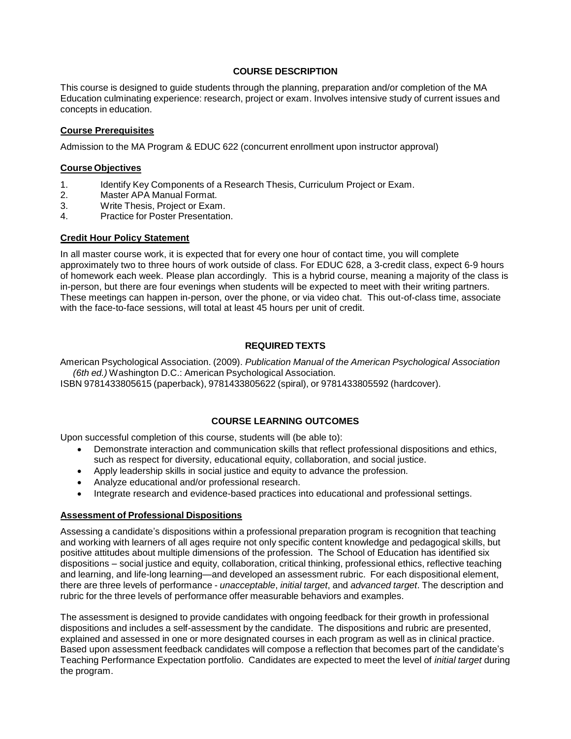## COURSE DESCRIPTION

This course is designed to guide students through the planning, preparation and/or completion of the MA Education culminating experience: research, project or exam. Involves intensive study of current issues and concepts in education.

### Course Prerequisites

Admission to the MA Program & EDUC 622 (concurrent enrollment upon instructor approval)

### Course Objectives

1. Identify Key Components of a Research Thesis, Curriculum Project or Exam.
2. Master APA Manual Format.
3. Write Thesis, Project or Exam.
4. Practice for Poster Presentation.

### Credit Hour Policy Statement

In all master course work, it is expected that for every one hour of contact time, you will complete approximately two to three hours of work outside of class. For EDUC 628, a 3-credit class, expect 6-9 hours of homework each week. Please plan accordingly. This is a hybrid course, meaning a majority of the class is in-person, but there are four evenings when students will be expected to meet with their writing partners. These meetings can happen in-person, over the phone, or via video chat. This out-of-class time, associate with the face-to-face sessions, will total at least 45 hours per unit of credit.

## REQUIRED TEXTS

American Psychological Association. (2009). *Publication Manual of the American Psychological Association (6th ed.)* Washington D.C.: American Psychological Association.
ISBN 9781433805615 (paperback), 9781433805622 (spiral), or 9781433805592 (hardcover).

## COURSE LEARNING OUTCOMES

Upon successful completion of this course, students will (be able to):

- Demonstrate interaction and communication skills that reflect professional dispositions and ethics, such as respect for diversity, educational equity, collaboration, and social justice.
- Apply leadership skills in social justice and equity to advance the profession.
- Analyze educational and/or professional research.
- Integrate research and evidence-based practices into educational and professional settings.

### Assessment of Professional Dispositions

Assessing a candidate's dispositions within a professional preparation program is recognition that teaching and working with learners of all ages require not only specific content knowledge and pedagogical skills, but positive attitudes about multiple dimensions of the profession. The School of Education has identified six dispositions – social justice and equity, collaboration, critical thinking, professional ethics, reflective teaching and learning, and life-long learning—and developed an assessment rubric. For each dispositional element, there are three levels of performance - *unacceptable*, *initial target*, and *advanced target*. The description and rubric for the three levels of performance offer measurable behaviors and examples.

The assessment is designed to provide candidates with ongoing feedback for their growth in professional dispositions and includes a self-assessment by the candidate. The dispositions and rubric are presented, explained and assessed in one or more designated courses in each program as well as in clinical practice. Based upon assessment feedback candidates will compose a reflection that becomes part of the candidate's Teaching Performance Expectation portfolio. Candidates are expected to meet the level of *initial target* during the program.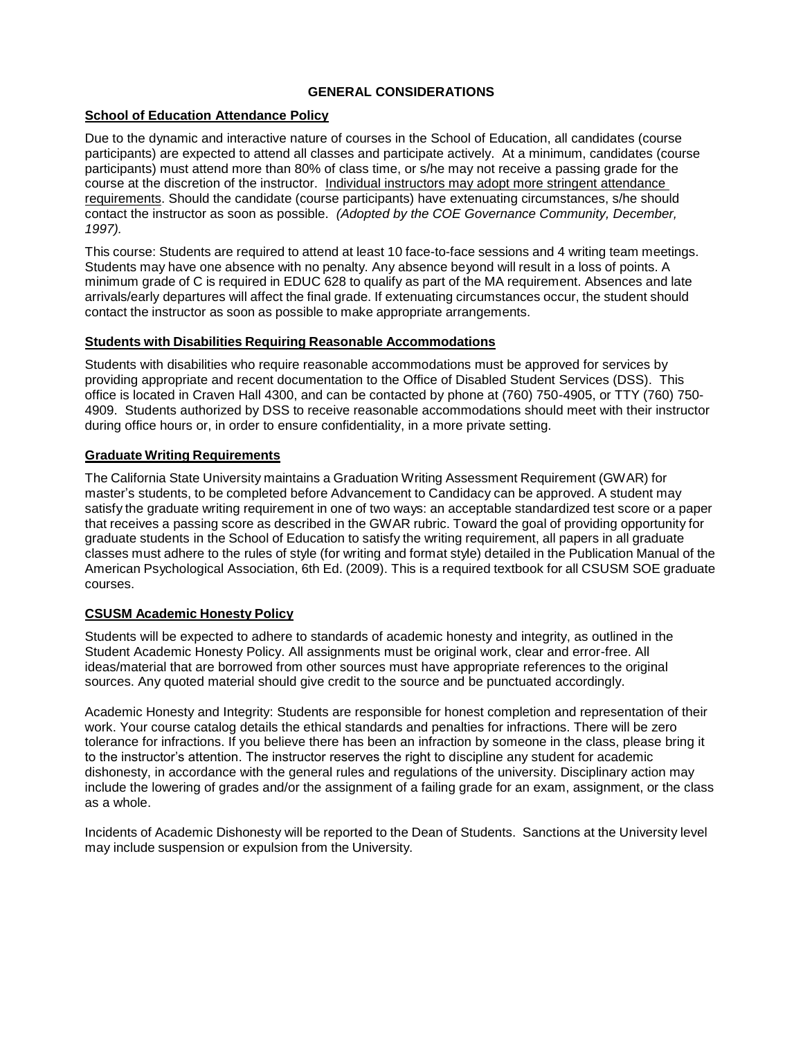## GENERAL CONSIDERATIONS

### School of Education Attendance Policy

Due to the dynamic and interactive nature of courses in the School of Education, all candidates (course participants) are expected to attend all classes and participate actively. At a minimum, candidates (course participants) must attend more than 80% of class time, or s/he may not receive a passing grade for the course at the discretion of the instructor. Individual instructors may adopt more stringent attendance requirements. Should the candidate (course participants) have extenuating circumstances, s/he should contact the instructor as soon as possible. *(Adopted by the COE Governance Community, December, 1997).*

This course: Students are required to attend at least 10 face-to-face sessions and 4 writing team meetings. Students may have one absence with no penalty. Any absence beyond will result in a loss of points. A minimum grade of C is required in EDUC 628 to qualify as part of the MA requirement. Absences and late arrivals/early departures will affect the final grade. If extenuating circumstances occur, the student should contact the instructor as soon as possible to make appropriate arrangements.

### Students with Disabilities Requiring Reasonable Accommodations

Students with disabilities who require reasonable accommodations must be approved for services by providing appropriate and recent documentation to the Office of Disabled Student Services (DSS). This office is located in Craven Hall 4300, and can be contacted by phone at (760) 750-4905, or TTY (760) 750-4909. Students authorized by DSS to receive reasonable accommodations should meet with their instructor during office hours or, in order to ensure confidentiality, in a more private setting.

### Graduate Writing Requirements

The California State University maintains a Graduation Writing Assessment Requirement (GWAR) for master's students, to be completed before Advancement to Candidacy can be approved. A student may satisfy the graduate writing requirement in one of two ways: an acceptable standardized test score or a paper that receives a passing score as described in the GWAR rubric. Toward the goal of providing opportunity for graduate students in the School of Education to satisfy the writing requirement, all papers in all graduate classes must adhere to the rules of style (for writing and format style) detailed in the Publication Manual of the American Psychological Association, 6th Ed. (2009). This is a required textbook for all CSUSM SOE graduate courses.

### CSUSM Academic Honesty Policy

Students will be expected to adhere to standards of academic honesty and integrity, as outlined in the Student Academic Honesty Policy. All assignments must be original work, clear and error-free. All ideas/material that are borrowed from other sources must have appropriate references to the original sources. Any quoted material should give credit to the source and be punctuated accordingly.

Academic Honesty and Integrity: Students are responsible for honest completion and representation of their work. Your course catalog details the ethical standards and penalties for infractions. There will be zero tolerance for infractions. If you believe there has been an infraction by someone in the class, please bring it to the instructor's attention. The instructor reserves the right to discipline any student for academic dishonesty, in accordance with the general rules and regulations of the university. Disciplinary action may include the lowering of grades and/or the assignment of a failing grade for an exam, assignment, or the class as a whole.

Incidents of Academic Dishonesty will be reported to the Dean of Students. Sanctions at the University level may include suspension or expulsion from the University.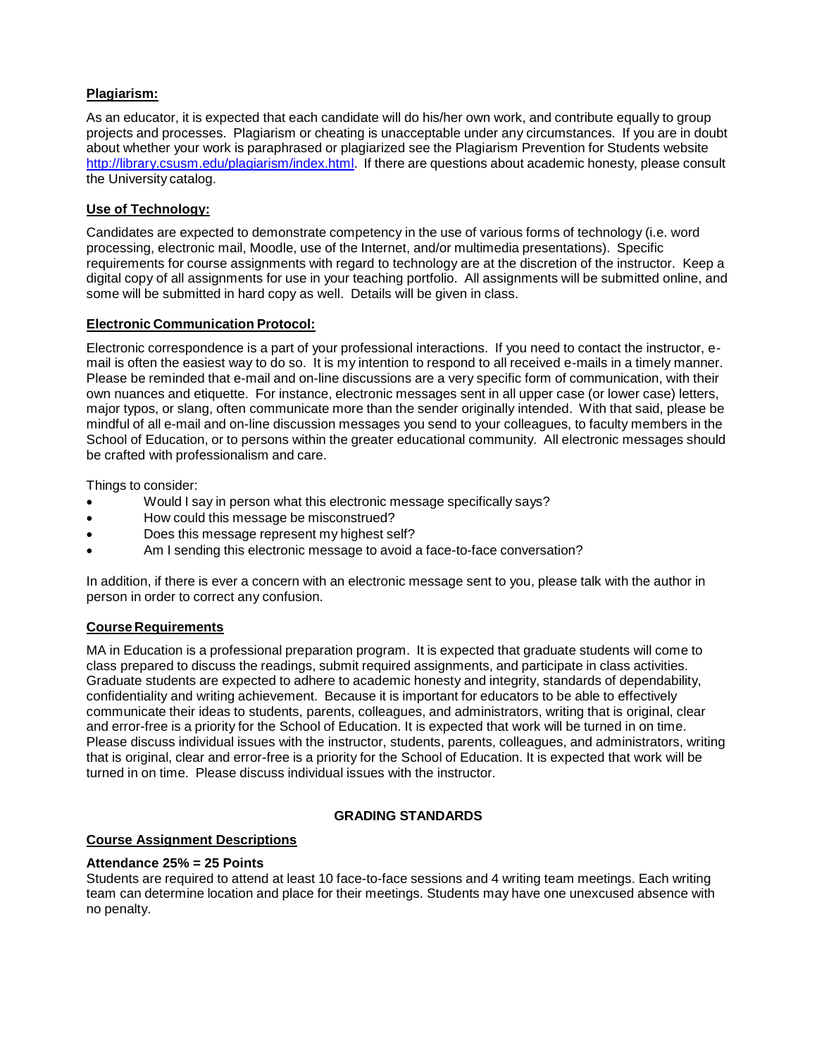**Plagiarism:**

As an educator, it is expected that each candidate will do his/her own work, and contribute equally to group projects and processes. Plagiarism or cheating is unacceptable under any circumstances. If you are in doubt about whether your work is paraphrased or plagiarized see the Plagiarism Prevention for Students website [http://library.csusm.edu/plagiarism/index.html](http://library.csusm.edu/plagiarism/index.html). If there are questions about academic honesty, please consult the University catalog.

**Use of Technology:**

Candidates are expected to demonstrate competency in the use of various forms of technology (i.e. word processing, electronic mail, Moodle, use of the Internet, and/or multimedia presentations). Specific requirements for course assignments with regard to technology are at the discretion of the instructor. Keep a digital copy of all assignments for use in your teaching portfolio. All assignments will be submitted online, and some will be submitted in hard copy as well. Details will be given in class.

**Electronic Communication Protocol:**

Electronic correspondence is a part of your professional interactions. If you need to contact the instructor, e-mail is often the easiest way to do so. It is my intention to respond to all received e-mails in a timely manner. Please be reminded that e-mail and on-line discussions are a very specific form of communication, with their own nuances and etiquette. For instance, electronic messages sent in all upper case (or lower case) letters, major typos, or slang, often communicate more than the sender originally intended. With that said, please be mindful of all e-mail and on-line discussion messages you send to your colleagues, to faculty members in the School of Education, or to persons within the greater educational community. All electronic messages should be crafted with professionalism and care.

Things to consider:

- Would I say in person what this electronic message specifically says?
- How could this message be misconstrued?
- Does this message represent my highest self?
- Am I sending this electronic message to avoid a face-to-face conversation?

In addition, if there is ever a concern with an electronic message sent to you, please talk with the author in person in order to correct any confusion.

**Course Requirements**

MA in Education is a professional preparation program. It is expected that graduate students will come to class prepared to discuss the readings, submit required assignments, and participate in class activities. Graduate students are expected to adhere to academic honesty and integrity, standards of dependability, confidentiality and writing achievement. Because it is important for educators to be able to effectively communicate their ideas to students, parents, colleagues, and administrators, writing that is original, clear and error-free is a priority for the School of Education. It is expected that work will be turned in on time. Please discuss individual issues with the instructor, students, parents, colleagues, and administrators, writing that is original, clear and error-free is a priority for the School of Education. It is expected that work will be turned in on time. Please discuss individual issues with the instructor.

## GRADING STANDARDS

**Course Assignment Descriptions**

**Attendance 25% = 25 Points**
Students are required to attend at least 10 face-to-face sessions and 4 writing team meetings. Each writing team can determine location and place for their meetings. Students may have one unexcused absence with no penalty.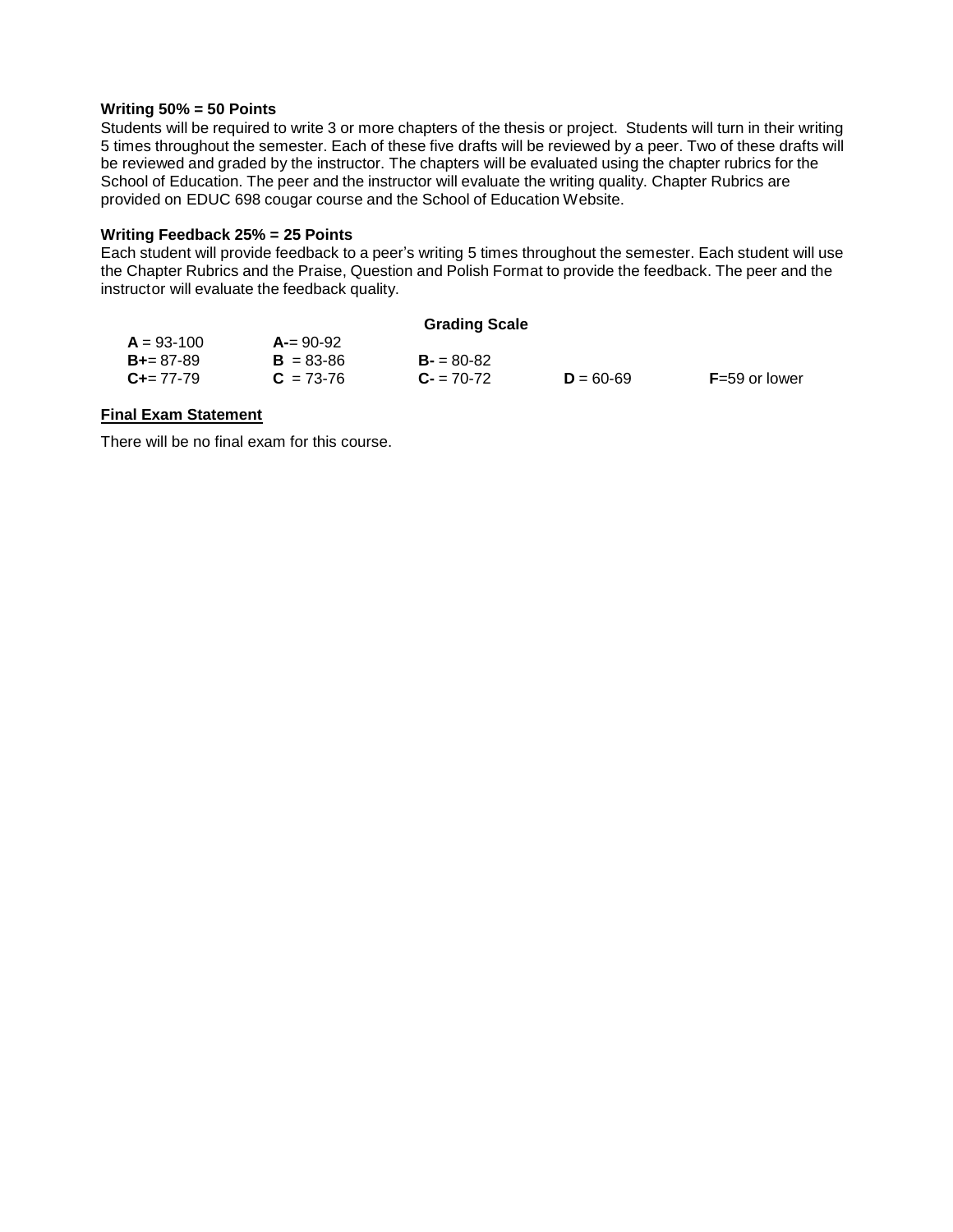**Writing 50% = 50 Points**

Students will be required to write 3 or more chapters of the thesis or project. Students will turn in their writing 5 times throughout the semester. Each of these five drafts will be reviewed by a peer. Two of these drafts will be reviewed and graded by the instructor. The chapters will be evaluated using the chapter rubrics for the School of Education. The peer and the instructor will evaluate the writing quality. Chapter Rubrics are provided on EDUC 698 cougar course and the School of Education Website.

**Writing Feedback 25% = 25 Points**

Each student will provide feedback to a peer's writing 5 times throughout the semester. Each student will use the Chapter Rubrics and the Praise, Question and Polish Format to provide the feedback. The peer and the instructor will evaluate the feedback quality.

**Grading Scale**

| | | | | |
|---|---|---|---|---|
| **A** = 93-100 | **A-**= 90-92 | | | |
| **B+**= 87-89 | **B** = 83-86 | **B-** = 80-82 | | |
| **C+**= 77-79 | **C** = 73-76 | **C-** = 70-72 | **D** = 60-69 | **F**=59 or lower |

**Final Exam Statement**

There will be no final exam for this course.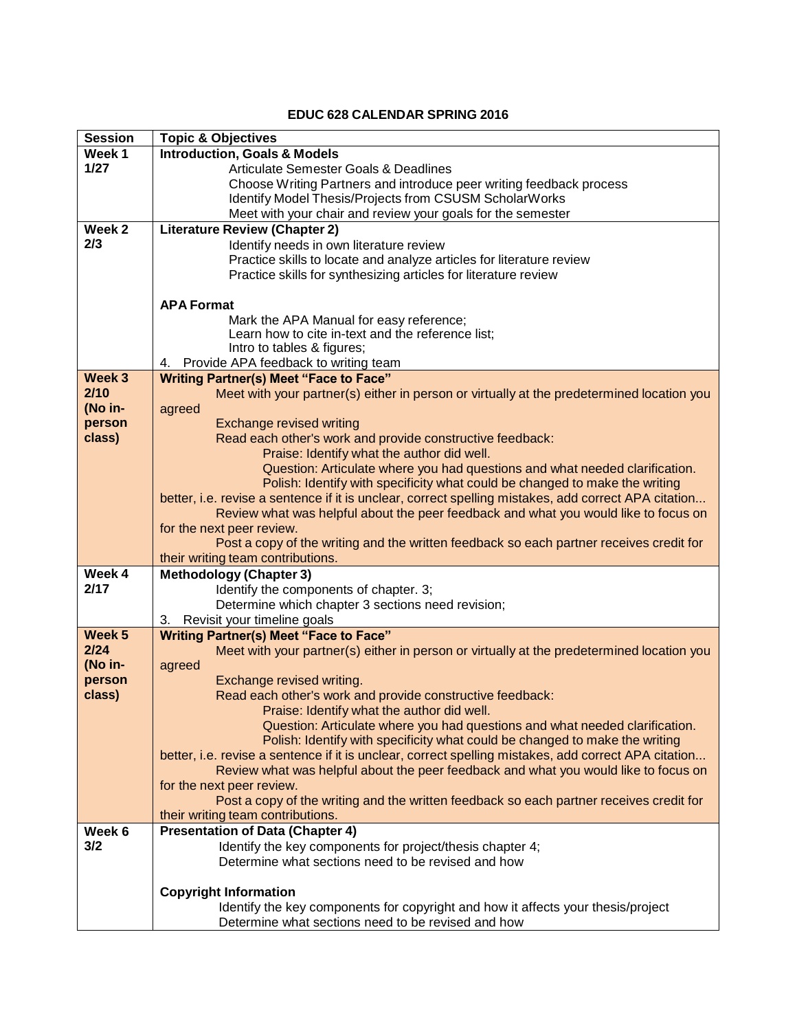# EDUC 628 CALENDAR SPRING 2016

| Session | Topic & Objectives |
| --- | --- |
| **Week 1**<br>**1/27** | **Introduction, Goals & Models**<br>Articulate Semester Goals & Deadlines<br>Choose Writing Partners and introduce peer writing feedback process<br>Identify Model Thesis/Projects from CSUSM ScholarWorks<br>Meet with your chair and review your goals for the semester |
| **Week 2**<br>**2/3** | **Literature Review (Chapter 2)**<br>Identify needs in own literature review<br>Practice skills to locate and analyze articles for literature review<br>Practice skills for synthesizing articles for literature review<br><br>**APA Format**<br>Mark the APA Manual for easy reference;<br>Learn how to cite in-text and the reference list;<br>Intro to tables & figures;<br>4. Provide APA feedback to writing team |
| **Week 3**<br>**2/10**<br>**(No in-person class)** | **Writing Partner(s) Meet "Face to Face"**<br>Meet with your partner(s) either in person or virtually at the predetermined location you agreed<br>Exchange revised writing<br>Read each other's work and provide constructive feedback:<br>Praise: Identify what the author did well.<br>Question: Articulate where you had questions and what needed clarification.<br>Polish: Identify with specificity what could be changed to make the writing better, i.e. revise a sentence if it is unclear, correct spelling mistakes, add correct APA citation...<br>Review what was helpful about the peer feedback and what you would like to focus on for the next peer review.<br>Post a copy of the writing and the written feedback so each partner receives credit for their writing team contributions. |
| **Week 4**<br>**2/17** | **Methodology (Chapter 3)**<br>Identify the components of chapter. 3;<br>Determine which chapter 3 sections need revision;<br>3. Revisit your timeline goals |
| **Week 5**<br>**2/24**<br>**(No in-person class)** | **Writing Partner(s) Meet "Face to Face"**<br>Meet with your partner(s) either in person or virtually at the predetermined location you agreed<br>Exchange revised writing.<br>Read each other's work and provide constructive feedback:<br>Praise: Identify what the author did well.<br>Question: Articulate where you had questions and what needed clarification.<br>Polish: Identify with specificity what could be changed to make the writing better, i.e. revise a sentence if it is unclear, correct spelling mistakes, add correct APA citation...<br>Review what was helpful about the peer feedback and what you would like to focus on for the next peer review.<br>Post a copy of the writing and the written feedback so each partner receives credit for their writing team contributions. |
| **Week 6**<br>**3/2** | **Presentation of Data (Chapter 4)**<br>Identify the key components for project/thesis chapter 4;<br>Determine what sections need to be revised and how<br><br>**Copyright Information**<br>Identify the key components for copyright and how it affects your thesis/project<br>Determine what sections need to be revised and how |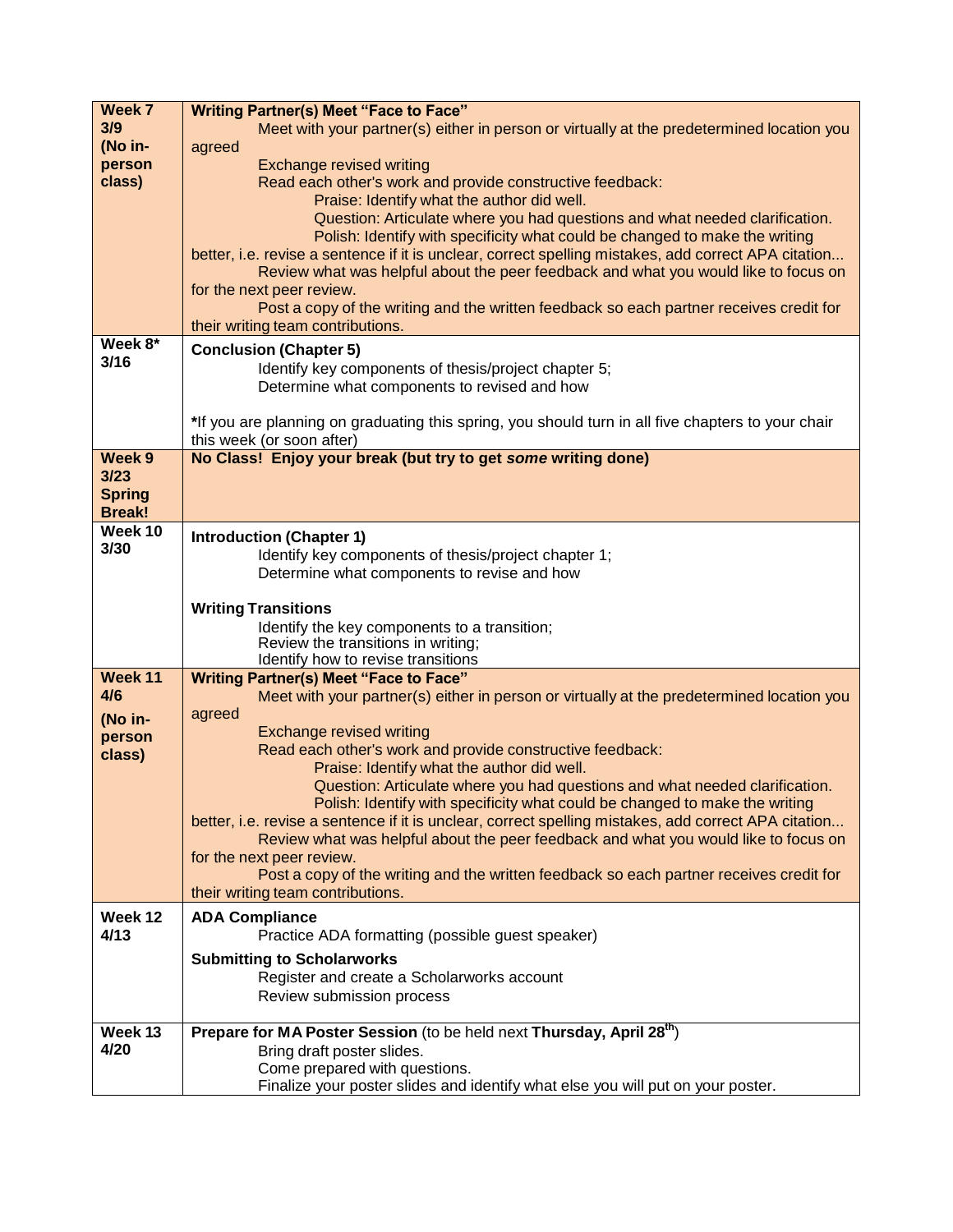| | |
|---|---|
| **Week 7 3/9 (No in-person class)** | **Writing Partner(s) Meet "Face to Face"**<br>Meet with your partner(s) either in person or virtually at the predetermined location you agreed<br>Exchange revised writing<br>Read each other's work and provide constructive feedback:<br>Praise: Identify what the author did well.<br>Question: Articulate where you had questions and what needed clarification.<br>Polish: Identify with specificity what could be changed to make the writing better, i.e. revise a sentence if it is unclear, correct spelling mistakes, add correct APA citation...<br>Review what was helpful about the peer feedback and what you would like to focus on for the next peer review.<br>Post a copy of the writing and the written feedback so each partner receives credit for their writing team contributions. |
| **Week 8* 3/16** | **Conclusion (Chapter 5)**<br>Identify key components of thesis/project chapter 5;<br>Determine what components to revised and how<br><br>***If you are planning on graduating this spring, you should turn in all five chapters to your chair this week (or soon after) |
| **Week 9 3/23 Spring Break!** | **No Class! Enjoy your break (but try to get *some* writing done)** |
| **Week 10 3/30** | **Introduction (Chapter 1)**<br>Identify key components of thesis/project chapter 1;<br>Determine what components to revise and how<br><br>**Writing Transitions**<br>Identify the key components to a transition;<br>Review the transitions in writing;<br>Identify how to revise transitions |
| **Week 11 4/6 (No in-person class)** | **Writing Partner(s) Meet "Face to Face"**<br>Meet with your partner(s) either in person or virtually at the predetermined location you agreed<br>Exchange revised writing<br>Read each other's work and provide constructive feedback:<br>Praise: Identify what the author did well.<br>Question: Articulate where you had questions and what needed clarification.<br>Polish: Identify with specificity what could be changed to make the writing better, i.e. revise a sentence if it is unclear, correct spelling mistakes, add correct APA citation...<br>Review what was helpful about the peer feedback and what you would like to focus on for the next peer review.<br>Post a copy of the writing and the written feedback so each partner receives credit for their writing team contributions. |
| **Week 12 4/13** | **ADA Compliance**<br>Practice ADA formatting (possible guest speaker)<br>**Submitting to Scholarworks**<br>Register and create a Scholarworks account<br>Review submission process |
| **Week 13 4/20** | **Prepare for MA Poster Session** (to be held next **Thursday, April 28th**)<br>Bring draft poster slides.<br>Come prepared with questions.<br>Finalize your poster slides and identify what else you will put on your poster. |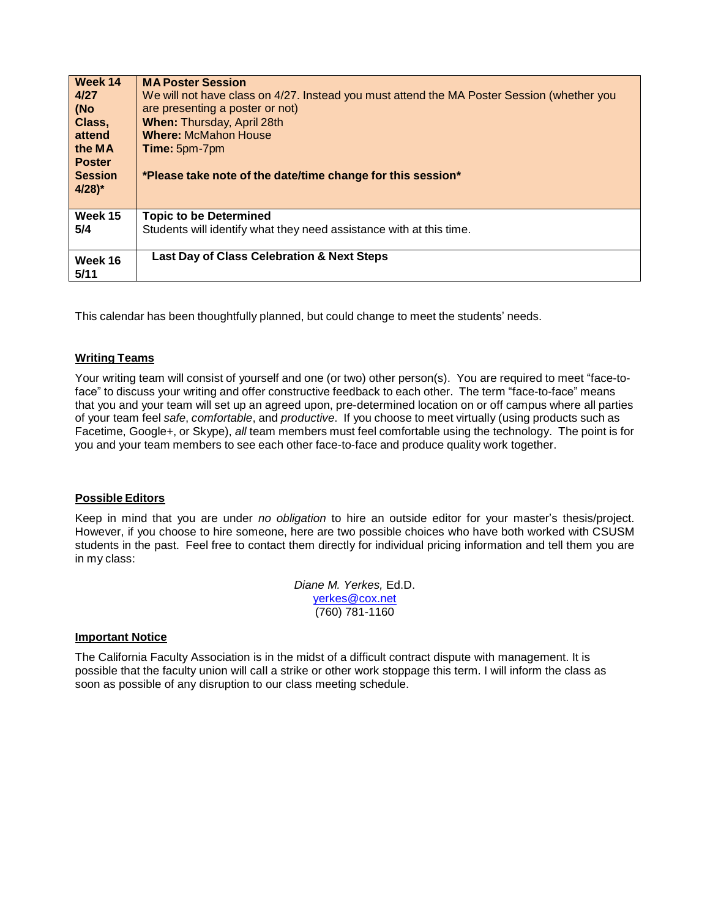| | |
|---|---|
| **Week 14 4/27 (No Class, attend the MA Poster Session 4/28)*** | **MA Poster Session**<br>We will not have class on 4/27. Instead you must attend the MA Poster Session (whether you are presenting a poster or not)<br>**When:** Thursday, April 28th<br>**Where:** McMahon House<br>**Time:** 5pm-7pm<br><br>***Please take note of the date/time change for this session*** |
| **Week 15 5/4** | **Topic to be Determined**<br>Students will identify what they need assistance with at this time. |
| **Week 16 5/11** | **Last Day of Class Celebration & Next Steps** |

This calendar has been thoughtfully planned, but could change to meet the students' needs.

### Writing Teams

Your writing team will consist of yourself and one (or two) other person(s). You are required to meet "face-to-face" to discuss your writing and offer constructive feedback to each other. The term "face-to-face" means that you and your team will set up an agreed upon, pre-determined location on or off campus where all parties of your team feel *safe*, *comfortable*, and *productive*. If you choose to meet virtually (using products such as Facetime, Google+, or Skype), *all* team members must feel comfortable using the technology. The point is for you and your team members to see each other face-to-face and produce quality work together.

### Possible Editors

Keep in mind that you are under *no obligation* to hire an outside editor for your master's thesis/project. However, if you choose to hire someone, here are two possible choices who have both worked with CSUSM students in the past. Feel free to contact them directly for individual pricing information and tell them you are in my class:

*Diane M. Yerkes,* Ed.D.
yerkes@cox.net
(760) 781-1160

### Important Notice

The California Faculty Association is in the midst of a difficult contract dispute with management. It is possible that the faculty union will call a strike or other work stoppage this term. I will inform the class as soon as possible of any disruption to our class meeting schedule.